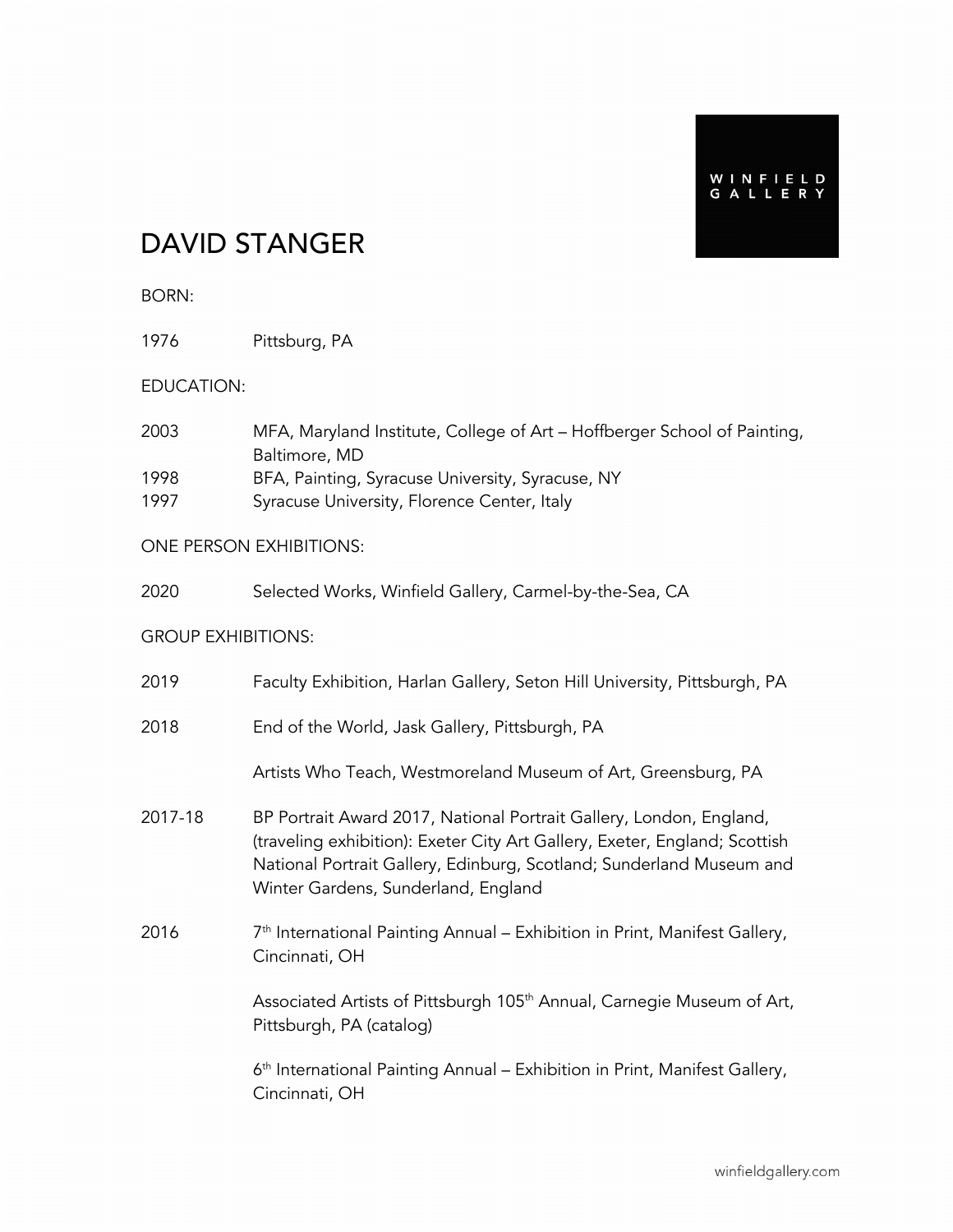WINFIELD GALLERY

# DAVID STANGER

BORN:

1976 Pittsburg, PA

EDUCATION:

2003 MFA, Maryland Institute, College of Art – Hoffberger School of Painting, Baltimore, MD
1998 BFA, Painting, Syracuse University, Syracuse, NY
1997 Syracuse University, Florence Center, Italy

ONE PERSON EXHIBITIONS:

2020 Selected Works, Winfield Gallery, Carmel-by-the-Sea, CA

GROUP EXHIBITIONS:

2019 Faculty Exhibition, Harlan Gallery, Seton Hill University, Pittsburgh, PA

2018 End of the World, Jask Gallery, Pittsburgh, PA

Artists Who Teach, Westmoreland Museum of Art, Greensburg, PA

2017-18 BP Portrait Award 2017, National Portrait Gallery, London, England, (traveling exhibition): Exeter City Art Gallery, Exeter, England; Scottish National Portrait Gallery, Edinburg, Scotland; Sunderland Museum and Winter Gardens, Sunderland, England

2016 7th International Painting Annual – Exhibition in Print, Manifest Gallery, Cincinnati, OH

Associated Artists of Pittsburgh 105th Annual, Carnegie Museum of Art, Pittsburgh, PA (catalog)

6th International Painting Annual – Exhibition in Print, Manifest Gallery, Cincinnati, OH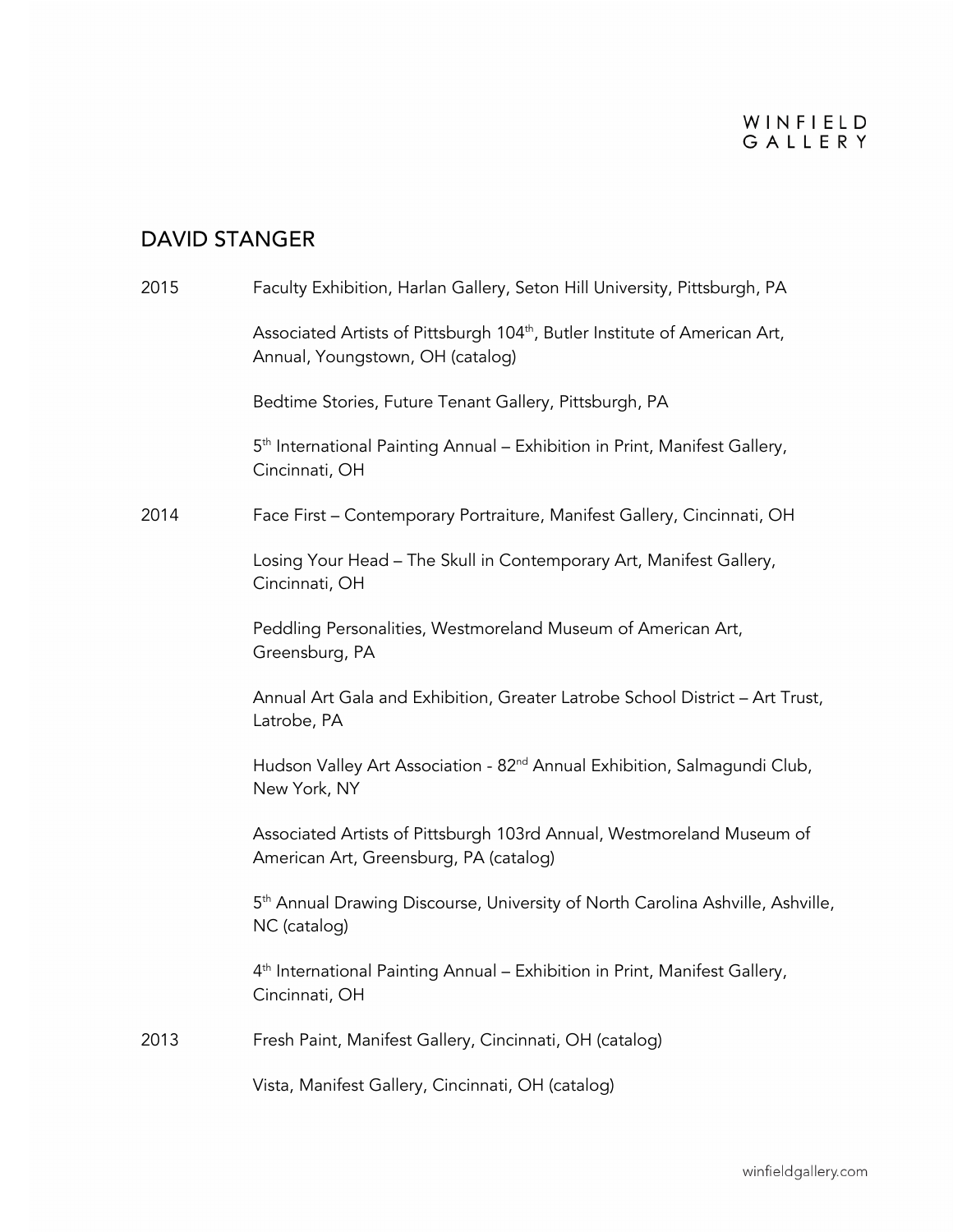## DAVID STANGER

**2015**

Faculty Exhibition, Harlan Gallery, Seton Hill University, Pittsburgh, PA

Associated Artists of Pittsburgh 104th, Butler Institute of American Art, Annual, Youngstown, OH (catalog)

Bedtime Stories, Future Tenant Gallery, Pittsburgh, PA

5th International Painting Annual – Exhibition in Print, Manifest Gallery, Cincinnati, OH

**2014**

Face First – Contemporary Portraiture, Manifest Gallery, Cincinnati, OH

Losing Your Head – The Skull in Contemporary Art, Manifest Gallery, Cincinnati, OH

Peddling Personalities, Westmoreland Museum of American Art, Greensburg, PA

Annual Art Gala and Exhibition, Greater Latrobe School District – Art Trust, Latrobe, PA

Hudson Valley Art Association - 82nd Annual Exhibition, Salmagundi Club, New York, NY

Associated Artists of Pittsburgh 103rd Annual, Westmoreland Museum of American Art, Greensburg, PA (catalog)

5th Annual Drawing Discourse, University of North Carolina Ashville, Ashville, NC (catalog)

4th International Painting Annual – Exhibition in Print, Manifest Gallery, Cincinnati, OH

**2013**

Fresh Paint, Manifest Gallery, Cincinnati, OH (catalog)

Vista, Manifest Gallery, Cincinnati, OH (catalog)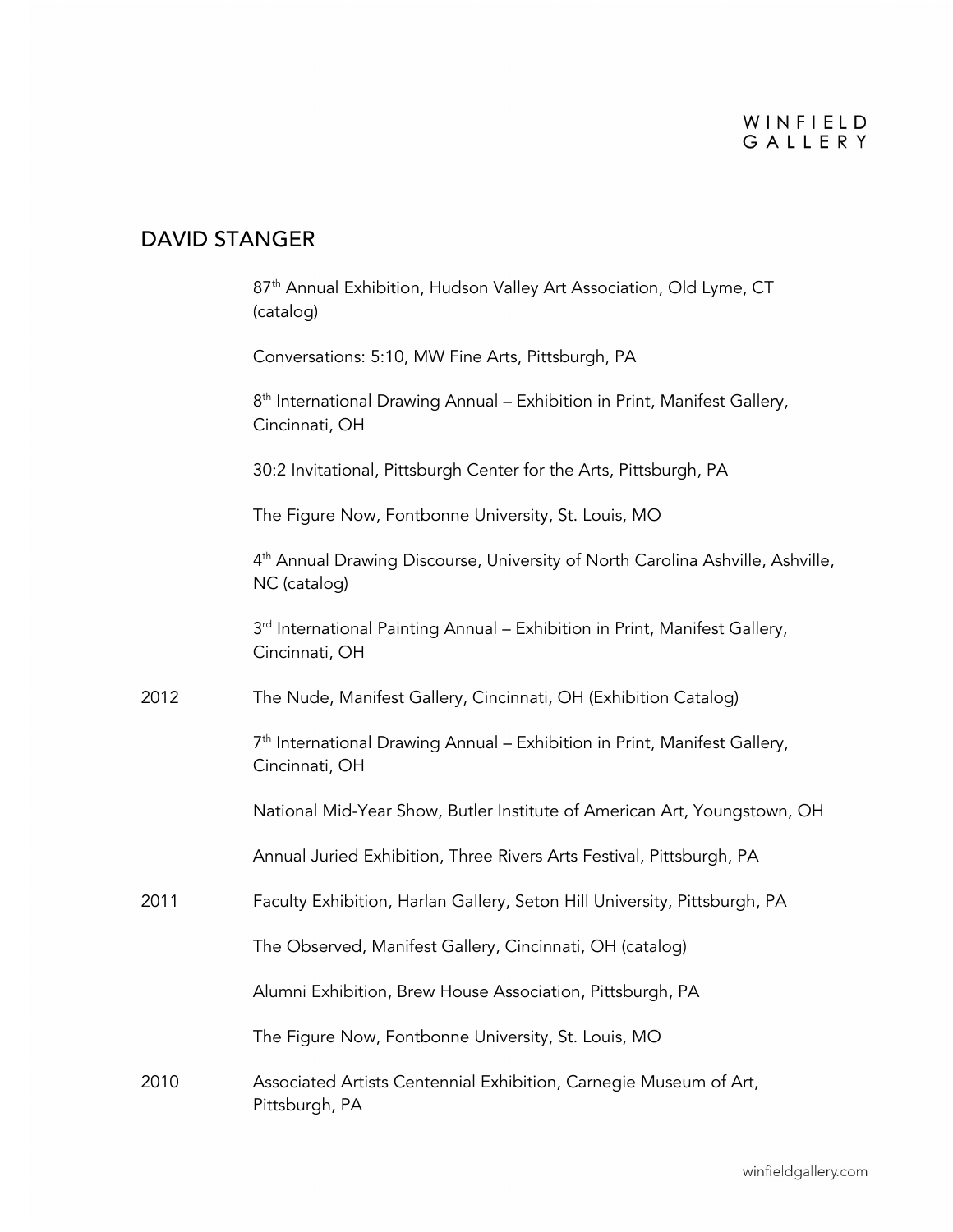## DAVID STANGER

| | |
|---|---|
| | 87th Annual Exhibition, Hudson Valley Art Association, Old Lyme, CT (catalog) |
| | Conversations: 5:10, MW Fine Arts, Pittsburgh, PA |
| | 8th International Drawing Annual – Exhibition in Print, Manifest Gallery, Cincinnati, OH |
| | 30:2 Invitational, Pittsburgh Center for the Arts, Pittsburgh, PA |
| | The Figure Now, Fontbonne University, St. Louis, MO |
| | 4th Annual Drawing Discourse, University of North Carolina Ashville, Ashville, NC (catalog) |
| | 3rd International Painting Annual – Exhibition in Print, Manifest Gallery, Cincinnati, OH |
| 2012 | The Nude, Manifest Gallery, Cincinnati, OH (Exhibition Catalog) |
| | 7th International Drawing Annual – Exhibition in Print, Manifest Gallery, Cincinnati, OH |
| | National Mid-Year Show, Butler Institute of American Art, Youngstown, OH |
| | Annual Juried Exhibition, Three Rivers Arts Festival, Pittsburgh, PA |
| 2011 | Faculty Exhibition, Harlan Gallery, Seton Hill University, Pittsburgh, PA |
| | The Observed, Manifest Gallery, Cincinnati, OH (catalog) |
| | Alumni Exhibition, Brew House Association, Pittsburgh, PA |
| | The Figure Now, Fontbonne University, St. Louis, MO |
| 2010 | Associated Artists Centennial Exhibition, Carnegie Museum of Art, Pittsburgh, PA |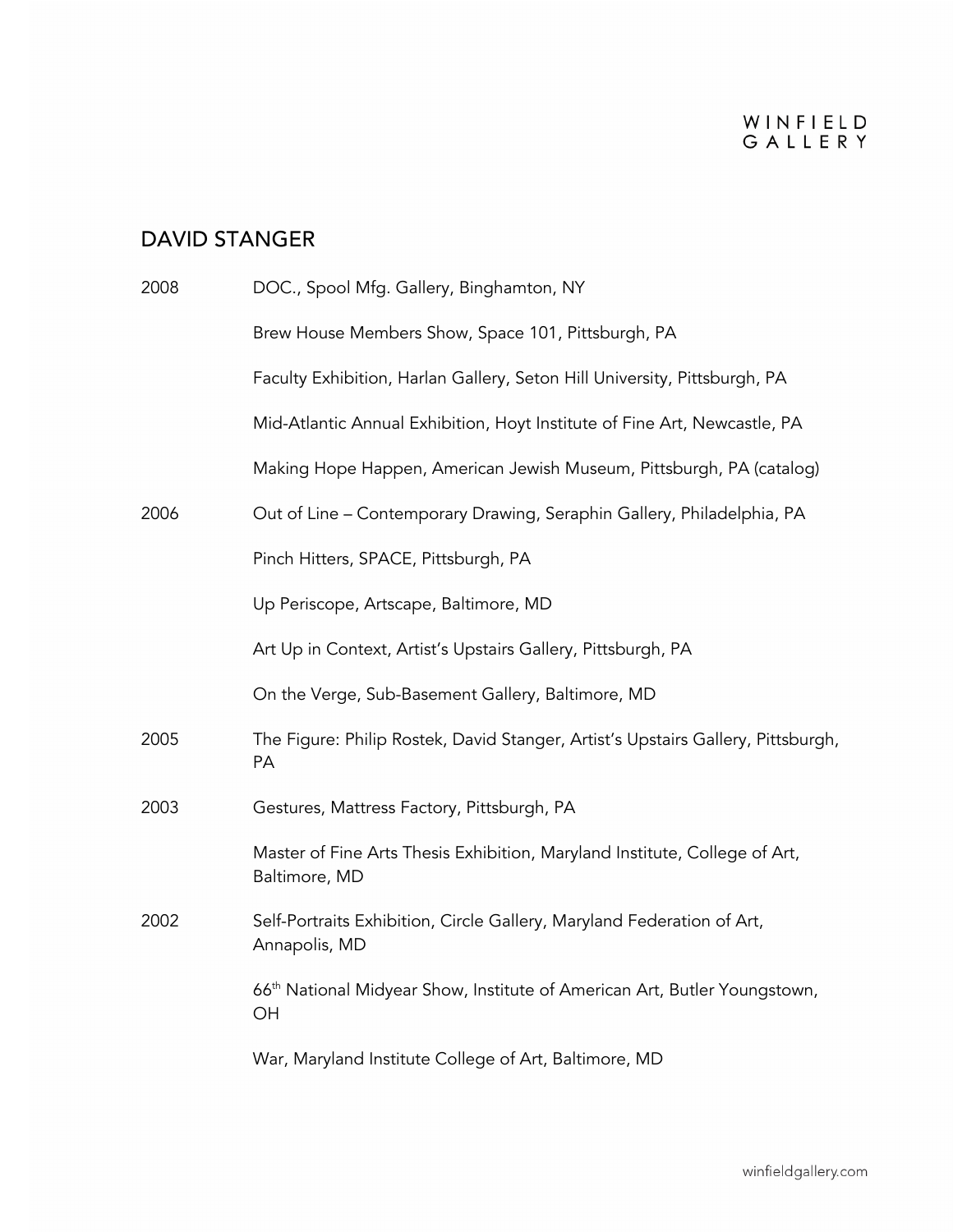## DAVID STANGER

2008 DOC., Spool Mfg. Gallery, Binghamton, NY

Brew House Members Show, Space 101, Pittsburgh, PA

Faculty Exhibition, Harlan Gallery, Seton Hill University, Pittsburgh, PA

Mid-Atlantic Annual Exhibition, Hoyt Institute of Fine Art, Newcastle, PA

Making Hope Happen, American Jewish Museum, Pittsburgh, PA (catalog)

2006 Out of Line – Contemporary Drawing, Seraphin Gallery, Philadelphia, PA

Pinch Hitters, SPACE, Pittsburgh, PA

Up Periscope, Artscape, Baltimore, MD

Art Up in Context, Artist's Upstairs Gallery, Pittsburgh, PA

On the Verge, Sub-Basement Gallery, Baltimore, MD

2005 The Figure: Philip Rostek, David Stanger, Artist's Upstairs Gallery, Pittsburgh, PA

2003 Gestures, Mattress Factory, Pittsburgh, PA

Master of Fine Arts Thesis Exhibition, Maryland Institute, College of Art, Baltimore, MD

2002 Self-Portraits Exhibition, Circle Gallery, Maryland Federation of Art, Annapolis, MD

66th National Midyear Show, Institute of American Art, Butler Youngstown, OH

War, Maryland Institute College of Art, Baltimore, MD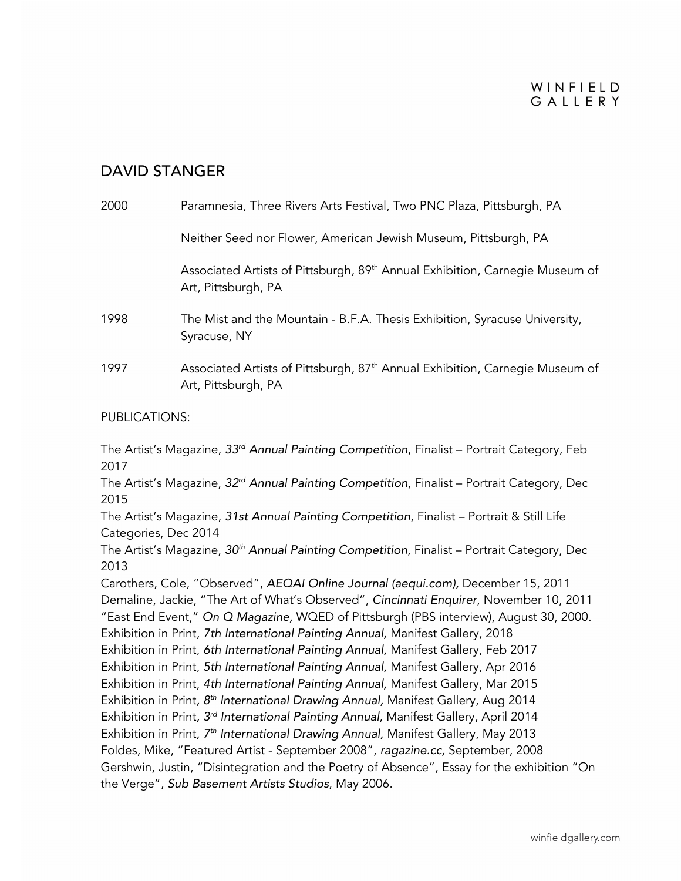# DAVID STANGER

| | |
|---|---|
| 2000 | Paramnesia, Three Rivers Arts Festival, Two PNC Plaza, Pittsburgh, PA |
| | Neither Seed nor Flower, American Jewish Museum, Pittsburgh, PA |
| | Associated Artists of Pittsburgh, 89th Annual Exhibition, Carnegie Museum of Art, Pittsburgh, PA |
| 1998 | The Mist and the Mountain - B.F.A. Thesis Exhibition, Syracuse University, Syracuse, NY |
| 1997 | Associated Artists of Pittsburgh, 87th Annual Exhibition, Carnegie Museum of Art, Pittsburgh, PA |

PUBLICATIONS:

The Artist's Magazine, *33rd Annual Painting Competition*, Finalist – Portrait Category, Feb 2017
The Artist's Magazine, *32rd Annual Painting Competition*, Finalist – Portrait Category, Dec 2015
The Artist's Magazine, *31st Annual Painting Competition*, Finalist – Portrait & Still Life Categories, Dec 2014
The Artist's Magazine, *30th Annual Painting Competition*, Finalist – Portrait Category, Dec 2013
Carothers, Cole, "Observed", *AEQAI Online Journal (aequi.com),* December 15, 2011
Demaline, Jackie, "The Art of What's Observed", *Cincinnati Enquirer*, November 10, 2011
"East End Event," *On Q Magazine,* WQED of Pittsburgh (PBS interview), August 30, 2000.
Exhibition in Print, *7th International Painting Annual,* Manifest Gallery, 2018
Exhibition in Print, *6th International Painting Annual,* Manifest Gallery, Feb 2017
Exhibition in Print, *5th International Painting Annual,* Manifest Gallery, Apr 2016
Exhibition in Print, *4th International Painting Annual,* Manifest Gallery, Mar 2015
Exhibition in Print, *8th International Drawing Annual,* Manifest Gallery, Aug 2014
Exhibition in Print, *3rd International Painting Annual,* Manifest Gallery, April 2014
Exhibition in Print, *7th International Drawing Annual,* Manifest Gallery, May 2013
Foldes, Mike, "Featured Artist - September 2008", *ragazine.cc,* September, 2008
Gershwin, Justin, "Disintegration and the Poetry of Absence", Essay for the exhibition "On the Verge", *Sub Basement Artists Studios*, May 2006.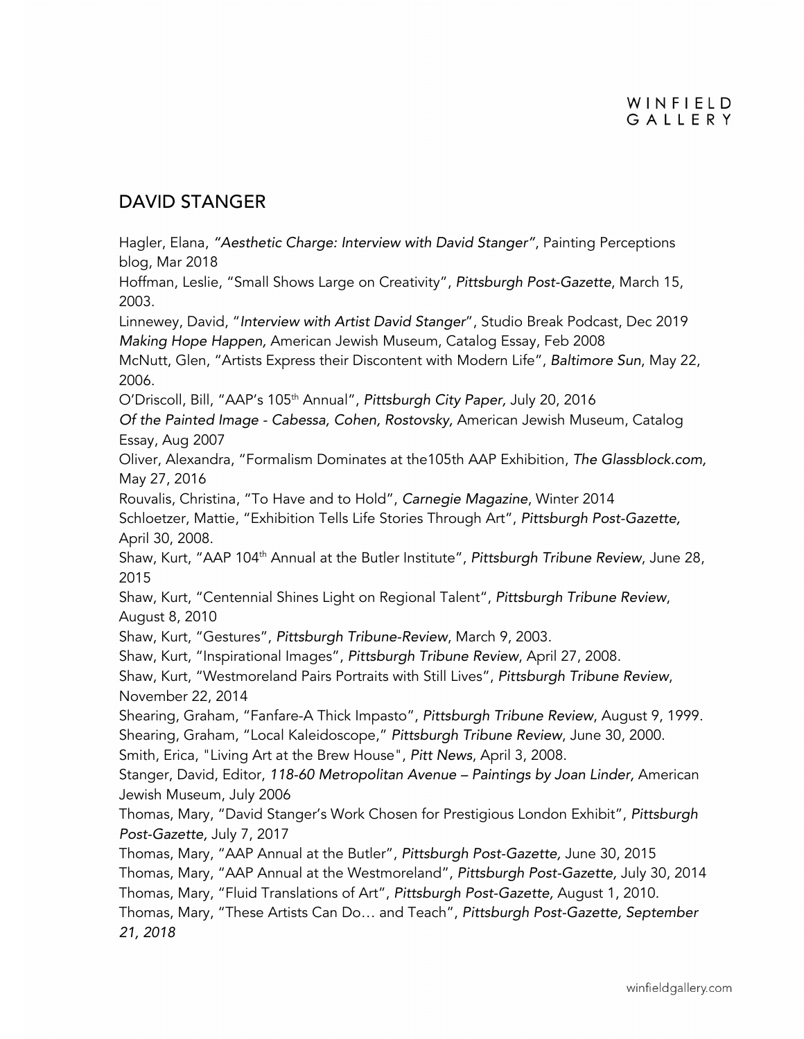## DAVID STANGER

Hagler, Elana, *"Aesthetic Charge: Interview with David Stanger"*, Painting Perceptions blog, Mar 2018

Hoffman, Leslie, "Small Shows Large on Creativity", *Pittsburgh Post-Gazette*, March 15, 2003.

Linnewey, David, "*Interview with Artist David Stanger*", Studio Break Podcast, Dec 2019

*Making Hope Happen,* American Jewish Museum, Catalog Essay, Feb 2008

McNutt, Glen, "Artists Express their Discontent with Modern Life", *Baltimore Sun*, May 22, 2006.

O'Driscoll, Bill, "AAP's 105th Annual", *Pittsburgh City Paper,* July 20, 2016

*Of the Painted Image - Cabessa, Cohen, Rostovsky,* American Jewish Museum, Catalog Essay, Aug 2007

Oliver, Alexandra, "Formalism Dominates at the105th AAP Exhibition, *The Glassblock.com,* May 27, 2016

Rouvalis, Christina, "To Have and to Hold", *Carnegie Magazine*, Winter 2014

Schloetzer, Mattie, "Exhibition Tells Life Stories Through Art", *Pittsburgh Post-Gazette,* April 30, 2008.

Shaw, Kurt, "AAP 104th Annual at the Butler Institute", *Pittsburgh Tribune Review*, June 28, 2015

Shaw, Kurt, "Centennial Shines Light on Regional Talent", *Pittsburgh Tribune Review*, August 8, 2010

Shaw, Kurt, "Gestures", *Pittsburgh Tribune-Review*, March 9, 2003.

Shaw, Kurt, "Inspirational Images", *Pittsburgh Tribune Review*, April 27, 2008.

Shaw, Kurt, "Westmoreland Pairs Portraits with Still Lives", *Pittsburgh Tribune Review*, November 22, 2014

Shearing, Graham, "Fanfare-A Thick Impasto", *Pittsburgh Tribune Review*, August 9, 1999.

Shearing, Graham, "Local Kaleidoscope," *Pittsburgh Tribune Review*, June 30, 2000.

Smith, Erica, "Living Art at the Brew House", *Pitt News*, April 3, 2008.

Stanger, David, Editor, *118-60 Metropolitan Avenue – Paintings by Joan Linder,* American Jewish Museum, July 2006

Thomas, Mary, "David Stanger's Work Chosen for Prestigious London Exhibit", *Pittsburgh Post-Gazette,* July 7, 2017

Thomas, Mary, "AAP Annual at the Butler", *Pittsburgh Post-Gazette,* June 30, 2015

Thomas, Mary, "AAP Annual at the Westmoreland", *Pittsburgh Post-Gazette,* July 30, 2014

Thomas, Mary, "Fluid Translations of Art", *Pittsburgh Post-Gazette,* August 1, 2010.

Thomas, Mary, "These Artists Can Do… and Teach", *Pittsburgh Post-Gazette, September 21, 2018*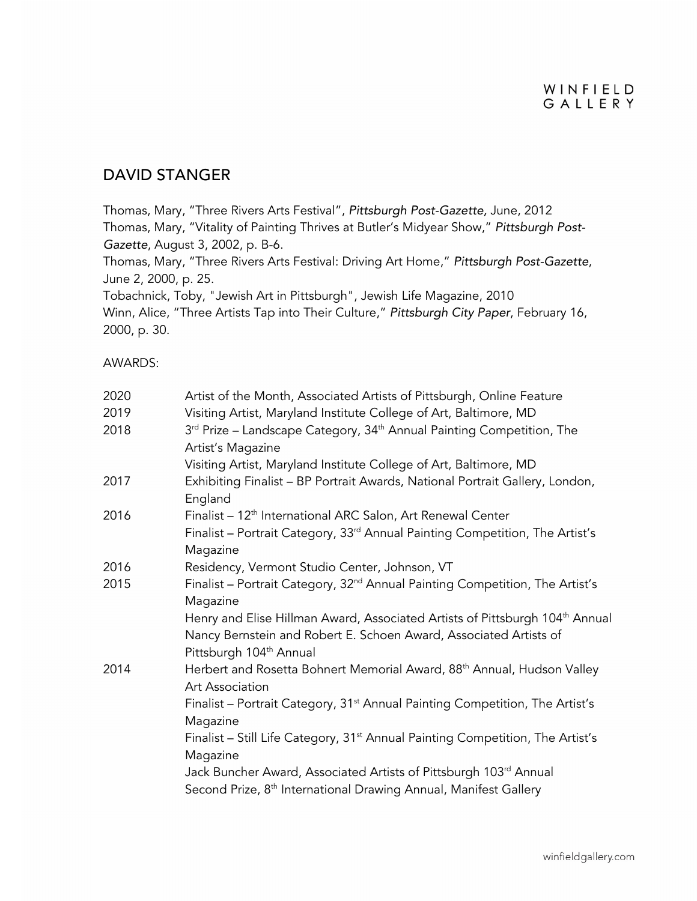## DAVID STANGER

Thomas, Mary, "Three Rivers Arts Festival", *Pittsburgh Post-Gazette,* June, 2012
Thomas, Mary, "Vitality of Painting Thrives at Butler's Midyear Show," *Pittsburgh Post-Gazette*, August 3, 2002, p. B-6.
Thomas, Mary, "Three Rivers Arts Festival: Driving Art Home," *Pittsburgh Post-Gazette*, June 2, 2000, p. 25.
Tobachnick, Toby, "Jewish Art in Pittsburgh", Jewish Life Magazine, 2010
Winn, Alice, "Three Artists Tap into Their Culture," *Pittsburgh City Paper*, February 16, 2000, p. 30.

AWARDS:

| | |
|---|---|
| 2020 | Artist of the Month, Associated Artists of Pittsburgh, Online Feature |
| 2019 | Visiting Artist, Maryland Institute College of Art, Baltimore, MD |
| 2018 | 3rd Prize – Landscape Category, 34th Annual Painting Competition, The Artist's Magazine |
| | Visiting Artist, Maryland Institute College of Art, Baltimore, MD |
| 2017 | Exhibiting Finalist – BP Portrait Awards, National Portrait Gallery, London, England |
| 2016 | Finalist – 12th International ARC Salon, Art Renewal Center |
| | Finalist – Portrait Category, 33rd Annual Painting Competition, The Artist's Magazine |
| 2016 | Residency, Vermont Studio Center, Johnson, VT |
| 2015 | Finalist – Portrait Category, 32nd Annual Painting Competition, The Artist's Magazine |
| | Henry and Elise Hillman Award, Associated Artists of Pittsburgh 104th Annual |
| | Nancy Bernstein and Robert E. Schoen Award, Associated Artists of Pittsburgh 104th Annual |
| 2014 | Herbert and Rosetta Bohnert Memorial Award, 88th Annual, Hudson Valley Art Association |
| | Finalist – Portrait Category, 31st Annual Painting Competition, The Artist's Magazine |
| | Finalist – Still Life Category, 31st Annual Painting Competition, The Artist's Magazine |
| | Jack Buncher Award, Associated Artists of Pittsburgh 103rd Annual |
| | Second Prize, 8th International Drawing Annual, Manifest Gallery |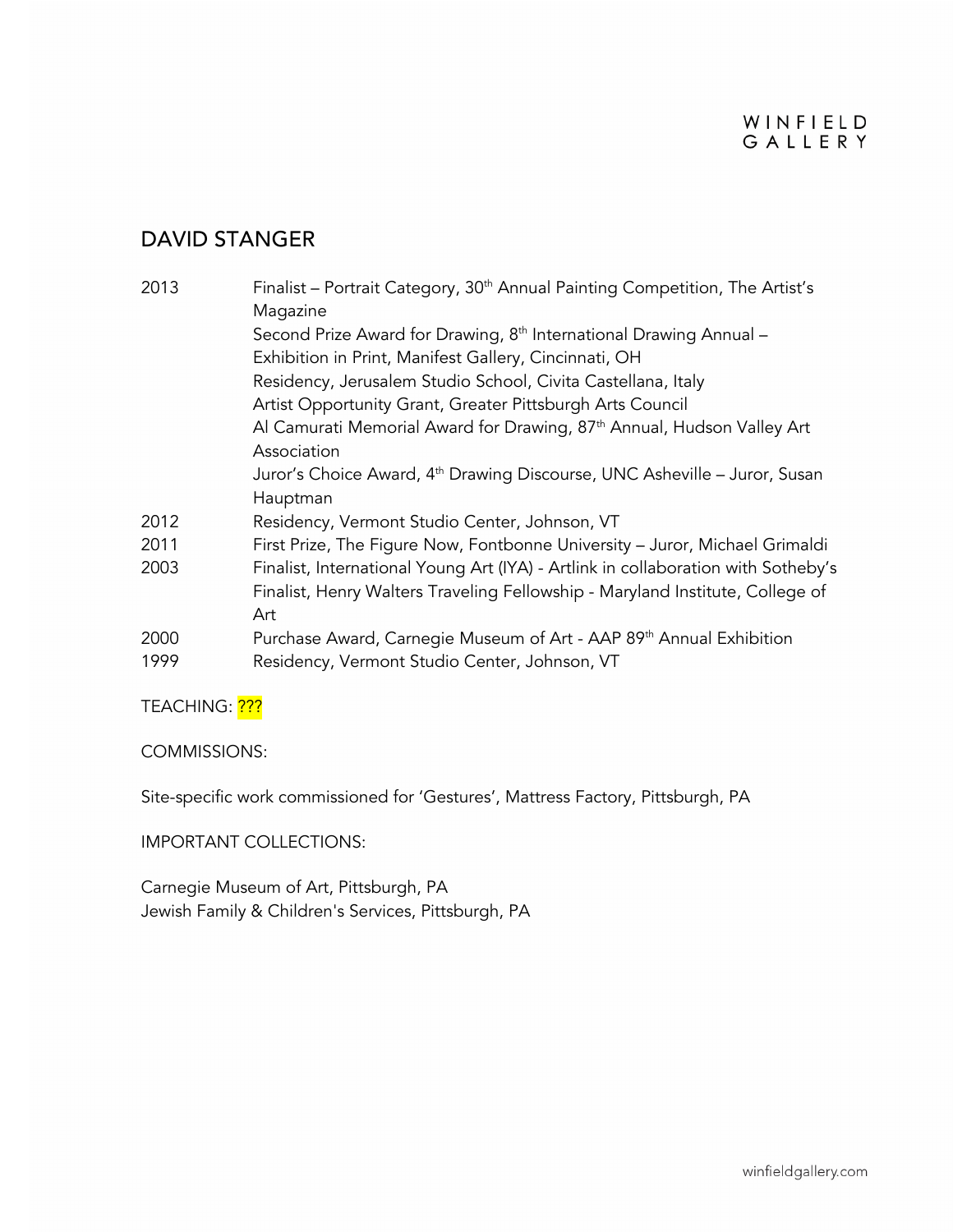# DAVID STANGER

| | |
|---|---|
| 2013 | Finalist – Portrait Category, 30th Annual Painting Competition, The Artist's Magazine |
| | Second Prize Award for Drawing, 8th International Drawing Annual – Exhibition in Print, Manifest Gallery, Cincinnati, OH |
| | Residency, Jerusalem Studio School, Civita Castellana, Italy |
| | Artist Opportunity Grant, Greater Pittsburgh Arts Council |
| | Al Camurati Memorial Award for Drawing, 87th Annual, Hudson Valley Art Association |
| | Juror's Choice Award, 4th Drawing Discourse, UNC Asheville – Juror, Susan Hauptman |
| 2012 | Residency, Vermont Studio Center, Johnson, VT |
| 2011 | First Prize, The Figure Now, Fontbonne University – Juror, Michael Grimaldi |
| 2003 | Finalist, International Young Art (IYA) - Artlink in collaboration with Sotheby's |
| | Finalist, Henry Walters Traveling Fellowship - Maryland Institute, College of Art |
| 2000 | Purchase Award, Carnegie Museum of Art - AAP 89th Annual Exhibition |
| 1999 | Residency, Vermont Studio Center, Johnson, VT |

TEACHING: ???

COMMISSIONS:

Site-specific work commissioned for 'Gestures', Mattress Factory, Pittsburgh, PA

IMPORTANT COLLECTIONS:

Carnegie Museum of Art, Pittsburgh, PA
Jewish Family & Children's Services, Pittsburgh, PA